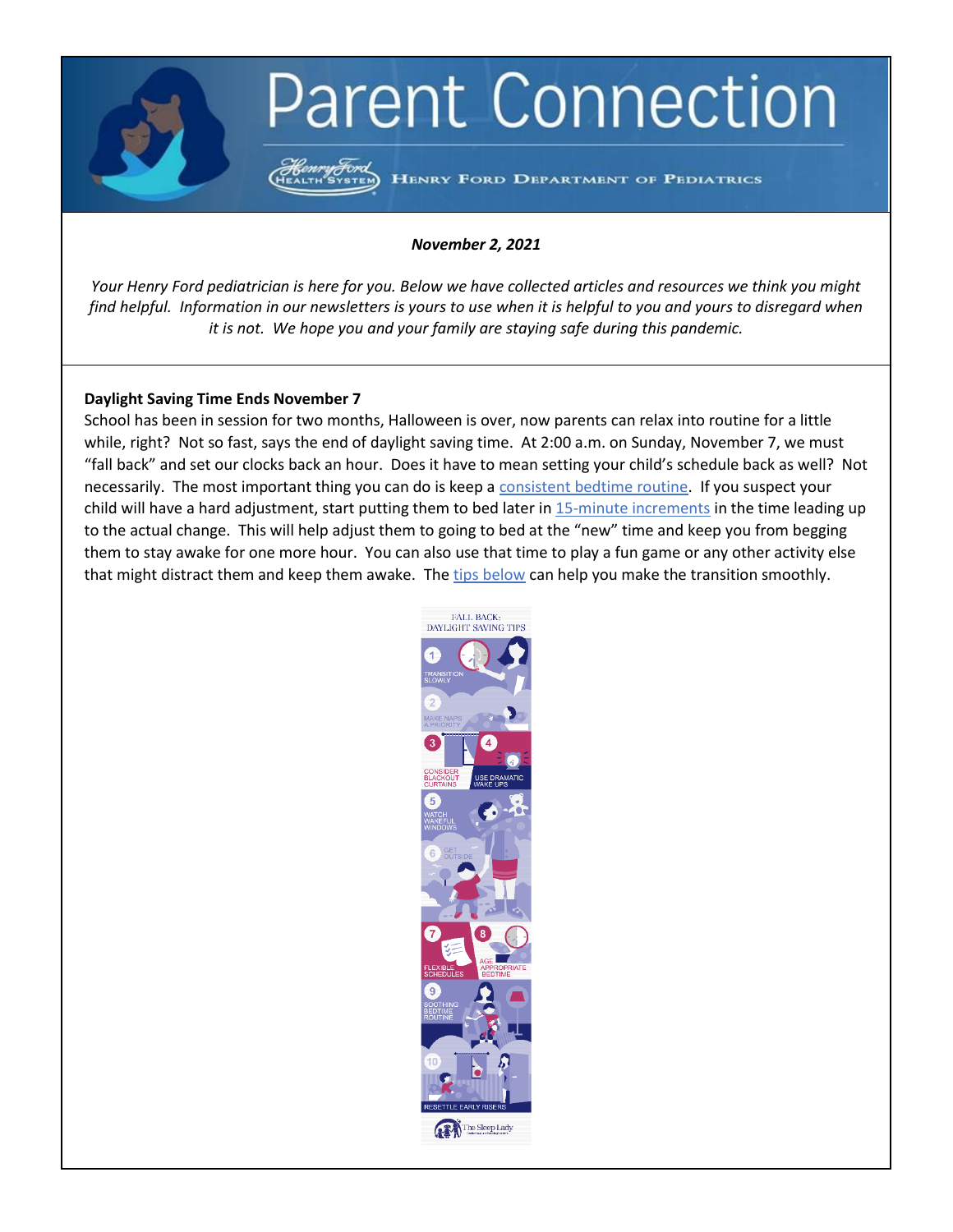# Parent Connection

HENRY FORD DEPARTMENT OF PEDIATRICS

***November 2, 2021***

*Your Henry Ford pediatrician is here for you. Below we have collected articles and resources we think you might find helpful. Information in our newsletters is yours to use when it is helpful to you and yours to disregard when it is not. We hope you and your family are staying safe during this pandemic.*

**Daylight Saving Time Ends November 7**

School has been in session for two months, Halloween is over, now parents can relax into routine for a little while, right? Not so fast, says the end of daylight saving time. At 2:00 a.m. on Sunday, November 7, we must "fall back" and set our clocks back an hour. Does it have to mean setting your child's schedule back as well? Not necessarily. The most important thing you can do is keep a consistent bedtime routine. If you suspect your child will have a hard adjustment, start putting them to bed later in 15-minute increments in the time leading up to the actual change. This will help adjust them to going to bed at the "new" time and keep you from begging them to stay awake for one more hour. You can also use that time to play a fun game or any other activity else that might distract them and keep them awake. The tips below can help you make the transition smoothly.

FALL BACK: DAYLIGHT SAVING TIPS

1. TRANSITION SLOWLY
2. MAKE NAPS A PRIORITY
3. CONSIDER BLACKOUT CURTAINS
4. USE DRAMATIC WAKE UPS
5. WATCH WAKEFUL WINDOWS
6. GET OUTSIDE
7. FLEXIBLE SCHEDULES
8. AGE APPROPRIATE BEDTIME
9. SOOTHING BEDTIME ROUTINE
10. RESETTLE EARLY RISERS

The Sleep Lady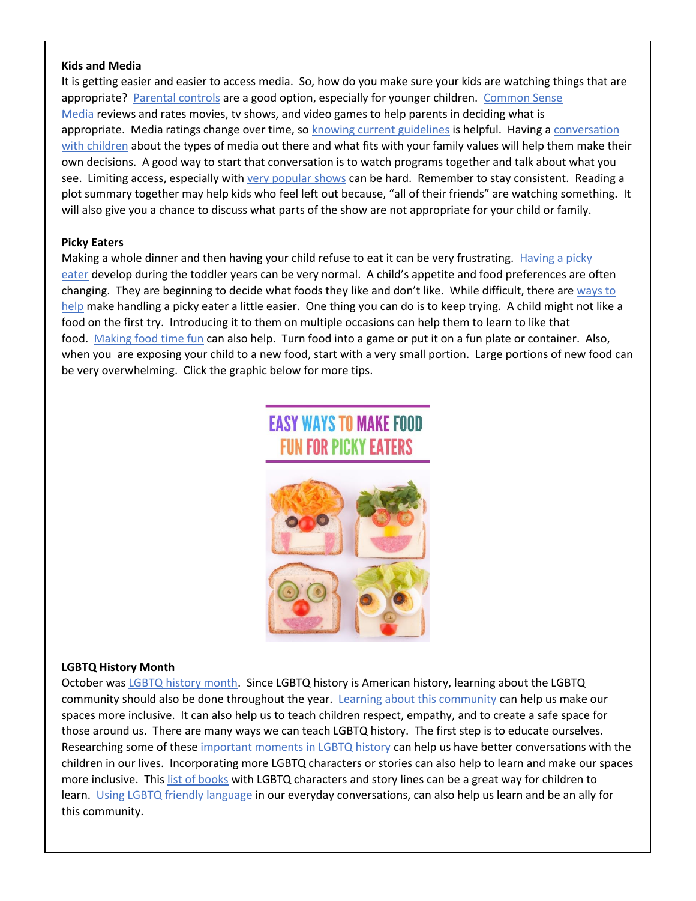**Kids and Media**

It is getting easier and easier to access media. So, how do you make sure your kids are watching things that are appropriate? Parental controls are a good option, especially for younger children. Common Sense Media reviews and rates movies, tv shows, and video games to help parents in deciding what is appropriate. Media ratings change over time, so knowing current guidelines is helpful. Having a conversation with children about the types of media out there and what fits with your family values will help them make their own decisions. A good way to start that conversation is to watch programs together and talk about what you see. Limiting access, especially with very popular shows can be hard. Remember to stay consistent. Reading a plot summary together may help kids who feel left out because, "all of their friends" are watching something. It will also give you a chance to discuss what parts of the show are not appropriate for your child or family.

**Picky Eaters**

Making a whole dinner and then having your child refuse to eat it can be very frustrating. Having a picky eater develop during the toddler years can be very normal. A child's appetite and food preferences are often changing. They are beginning to decide what foods they like and don't like. While difficult, there are ways to help make handling a picky eater a little easier. One thing you can do is to keep trying. A child might not like a food on the first try. Introducing it to them on multiple occasions can help them to learn to like that food. Making food time fun can also help. Turn food into a game or put it on a fun plate or container. Also, when you are exposing your child to a new food, start with a very small portion. Large portions of new food can be very overwhelming. Click the graphic below for more tips.

EASY WAYS TO MAKE FOOD FUN FOR PICKY EATERS

**LGBTQ History Month**

October was LGBTQ history month. Since LGBTQ history is American history, learning about the LGBTQ community should also be done throughout the year. Learning about this community can help us make our spaces more inclusive. It can also help us to teach children respect, empathy, and to create a safe space for those around us. There are many ways we can teach LGBTQ history. The first step is to educate ourselves. Researching some of these important moments in LGBTQ history can help us have better conversations with the children in our lives. Incorporating more LGBTQ characters or stories can also help to learn and make our spaces more inclusive. This list of books with LGBTQ characters and story lines can be a great way for children to learn. Using LGBTQ friendly language in our everyday conversations, can also help us learn and be an ally for this community.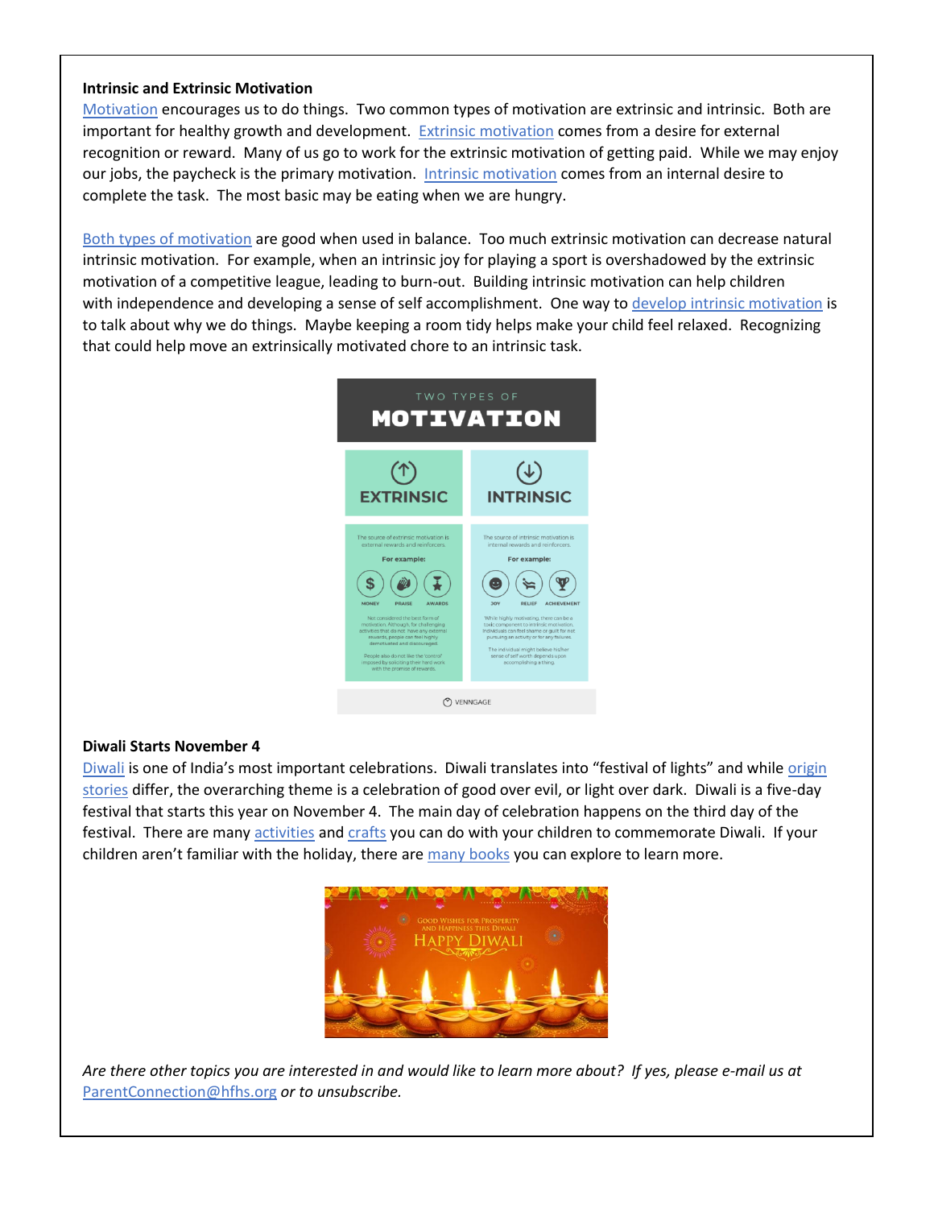**Intrinsic and Extrinsic Motivation**

Motivation encourages us to do things. Two common types of motivation are extrinsic and intrinsic. Both are important for healthy growth and development. Extrinsic motivation comes from a desire for external recognition or reward. Many of us go to work for the extrinsic motivation of getting paid. While we may enjoy our jobs, the paycheck is the primary motivation. Intrinsic motivation comes from an internal desire to complete the task. The most basic may be eating when we are hungry.

Both types of motivation are good when used in balance. Too much extrinsic motivation can decrease natural intrinsic motivation. For example, when an intrinsic joy for playing a sport is overshadowed by the extrinsic motivation of a competitive league, leading to burn-out. Building intrinsic motivation can help children with independence and developing a sense of self accomplishment. One way to develop intrinsic motivation is to talk about why we do things. Maybe keeping a room tidy helps make your child feel relaxed. Recognizing that could help move an extrinsically motivated chore to an intrinsic task.

TWO TYPES OF
MOTIVATION

EXTRINSIC

The source of extrinsic motivation is external rewards and reinforcers.

For example:

MONEY PRAISE AWARDS

Not considered the best form of motivation. Although, for challenging activities that do not have any external rewards, people can feel highly demotivated and discouraged.

People also do not like the "control" imposed by soliciting their hard work with the promise of rewards.

INTRINSIC

The source of intrinsic motivation is internal rewards and reinforcers.

For example:

JOY RELIEF ACHIEVEMENT

While highly motivating, there can be a toxic component to intrinsic motivation. Individuals can feel shame or guilt for not pursuing an activity or for any failures.

The individual might believe his/her sense of self worth depends upon accomplishing a thing.

VENNGAGE

**Diwali Starts November 4**

Diwali is one of India's most important celebrations. Diwali translates into "festival of lights" and while origin stories differ, the overarching theme is a celebration of good over evil, or light over dark. Diwali is a five-day festival that starts this year on November 4. The main day of celebration happens on the third day of the festival. There are many activities and crafts you can do with your children to commemorate Diwali. If your children aren't familiar with the holiday, there are many books you can explore to learn more.

GOOD WISHES FOR PROSPERITY AND HAPPINESS THIS DIWALI
HAPPY DIWALI

*Are there other topics you are interested in and would like to learn more about? If yes, please e-mail us at* ParentConnection@hfhs.org *or to unsubscribe.*